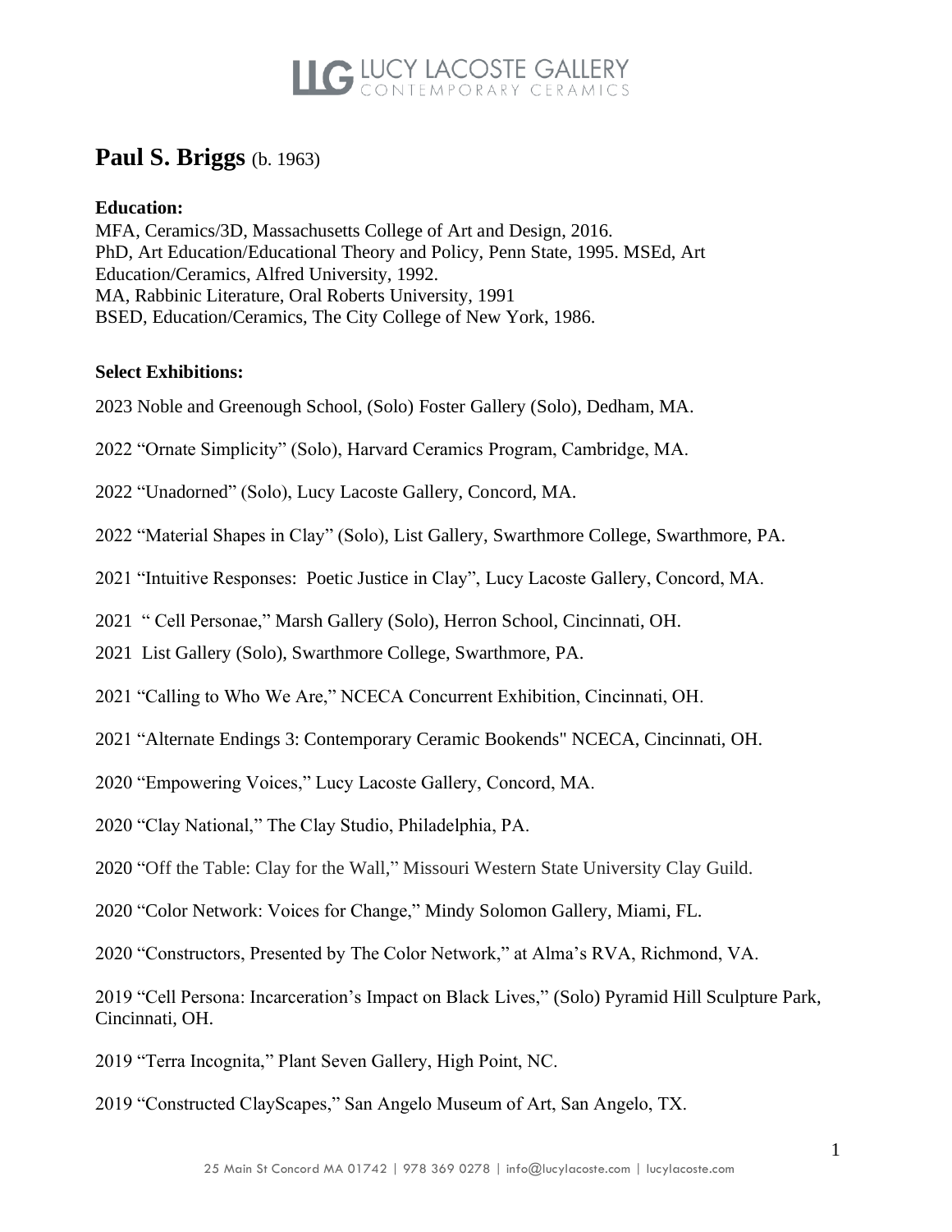# Paul S. Briggs (b. 1963)

**Education:**

MFA, Ceramics/3D, Massachusetts College of Art and Design, 2016.
PhD, Art Education/Educational Theory and Policy, Penn State, 1995. MSEd, Art Education/Ceramics, Alfred University, 1992.
MA, Rabbinic Literature, Oral Roberts University, 1991
BSED, Education/Ceramics, The City College of New York, 1986.

**Select Exhibitions:**

2023 Noble and Greenough School, (Solo) Foster Gallery (Solo), Dedham, MA.

2022 "Ornate Simplicity" (Solo), Harvard Ceramics Program, Cambridge, MA.

2022 "Unadorned" (Solo), Lucy Lacoste Gallery, Concord, MA.

2022 "Material Shapes in Clay" (Solo), List Gallery, Swarthmore College, Swarthmore, PA.

2021 "Intuitive Responses: Poetic Justice in Clay", Lucy Lacoste Gallery, Concord, MA.

2021 " Cell Personae," Marsh Gallery (Solo), Herron School, Cincinnati, OH.

2021 List Gallery (Solo), Swarthmore College, Swarthmore, PA.

2021 "Calling to Who We Are," NCECA Concurrent Exhibition, Cincinnati, OH.

2021 "Alternate Endings 3: Contemporary Ceramic Bookends" NCECA, Cincinnati, OH.

2020 "Empowering Voices," Lucy Lacoste Gallery, Concord, MA.

2020 "Clay National," The Clay Studio, Philadelphia, PA.

2020 "Off the Table: Clay for the Wall," Missouri Western State University Clay Guild.

2020 "Color Network: Voices for Change," Mindy Solomon Gallery, Miami, FL.

2020 "Constructors, Presented by The Color Network," at Alma's RVA, Richmond, VA.

2019 "Cell Persona: Incarceration's Impact on Black Lives," (Solo) Pyramid Hill Sculpture Park, Cincinnati, OH.

2019 "Terra Incognita," Plant Seven Gallery, High Point, NC.

2019 "Constructed ClayScapes," San Angelo Museum of Art, San Angelo, TX.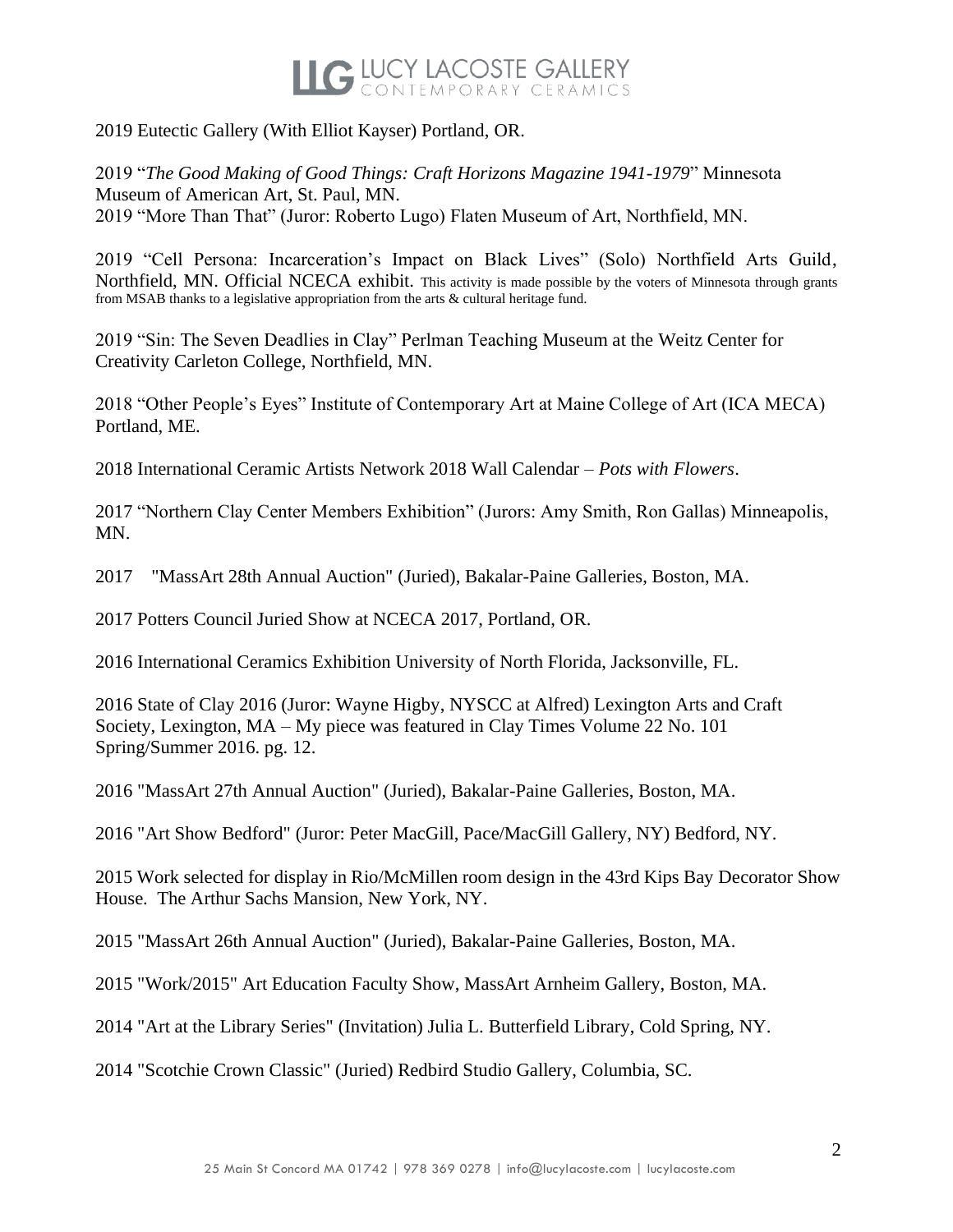2019 Eutectic Gallery (With Elliot Kayser) Portland, OR.

2019 "*The Good Making of Good Things: Craft Horizons Magazine 1941-1979*" Minnesota Museum of American Art, St. Paul, MN.
2019 "More Than That" (Juror: Roberto Lugo) Flaten Museum of Art, Northfield, MN.

2019 "Cell Persona: Incarceration's Impact on Black Lives" (Solo) Northfield Arts Guild, Northfield, MN. Official NCECA exhibit. This activity is made possible by the voters of Minnesota through grants from MSAB thanks to a legislative appropriation from the arts & cultural heritage fund.

2019 "Sin: The Seven Deadlies in Clay" Perlman Teaching Museum at the Weitz Center for Creativity Carleton College, Northfield, MN.

2018 "Other People's Eyes" Institute of Contemporary Art at Maine College of Art (ICA MECA) Portland, ME.

2018 International Ceramic Artists Network 2018 Wall Calendar – *Pots with Flowers*.

2017 "Northern Clay Center Members Exhibition" (Jurors: Amy Smith, Ron Gallas) Minneapolis, MN.

2017 "MassArt 28th Annual Auction" (Juried), Bakalar-Paine Galleries, Boston, MA.

2017 Potters Council Juried Show at NCECA 2017, Portland, OR.

2016 International Ceramics Exhibition University of North Florida, Jacksonville, FL.

2016 State of Clay 2016 (Juror: Wayne Higby, NYSCC at Alfred) Lexington Arts and Craft Society, Lexington, MA – My piece was featured in Clay Times Volume 22 No. 101 Spring/Summer 2016. pg. 12.

2016 "MassArt 27th Annual Auction" (Juried), Bakalar-Paine Galleries, Boston, MA.

2016 "Art Show Bedford" (Juror: Peter MacGill, Pace/MacGill Gallery, NY) Bedford, NY.

2015 Work selected for display in Rio/McMillen room design in the 43rd Kips Bay Decorator Show House. The Arthur Sachs Mansion, New York, NY.

2015 "MassArt 26th Annual Auction" (Juried), Bakalar-Paine Galleries, Boston, MA.

2015 "Work/2015" Art Education Faculty Show, MassArt Arnheim Gallery, Boston, MA.

2014 "Art at the Library Series" (Invitation) Julia L. Butterfield Library, Cold Spring, NY.

2014 "Scotchie Crown Classic" (Juried) Redbird Studio Gallery, Columbia, SC.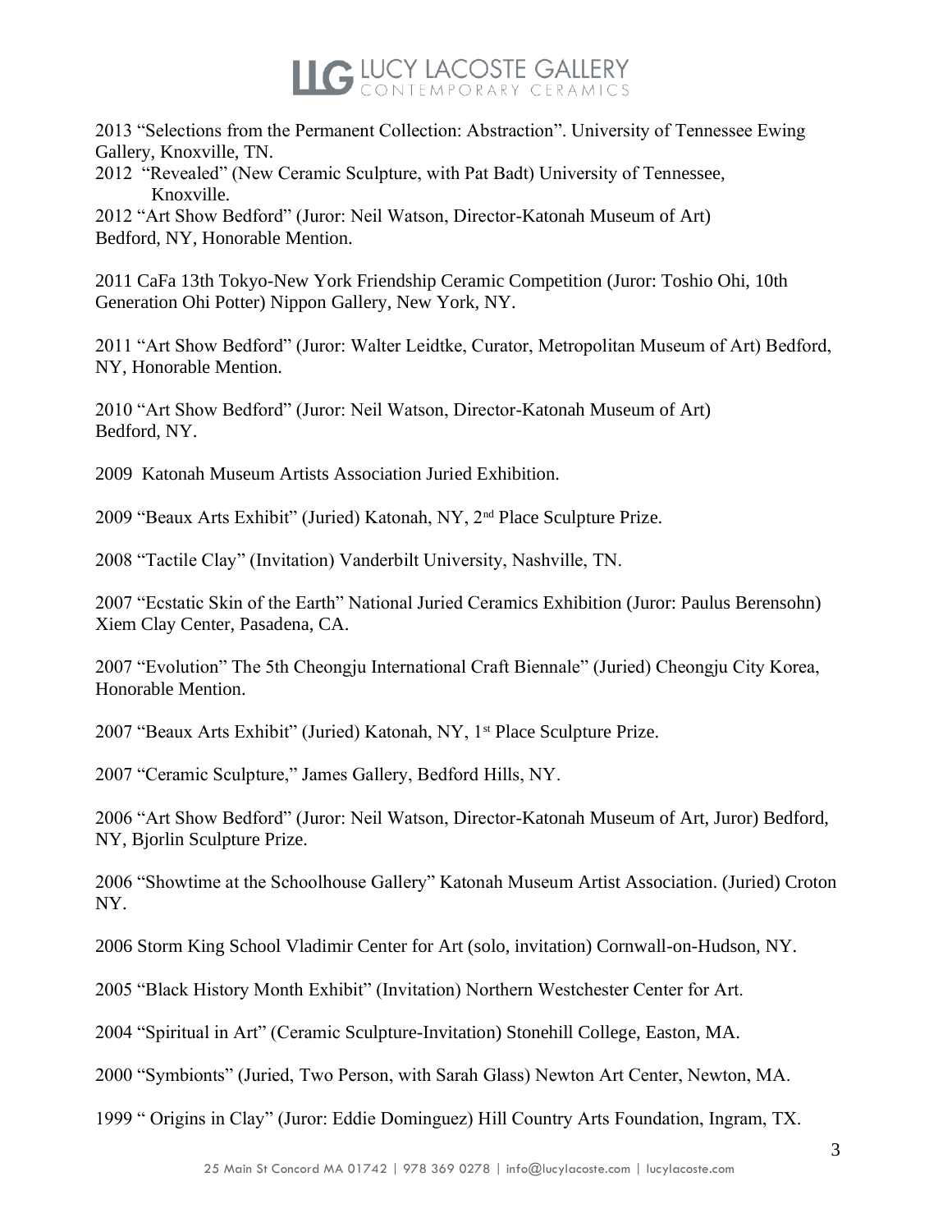2013 “Selections from the Permanent Collection: Abstraction”. University of Tennessee Ewing Gallery, Knoxville, TN.

2012 “Revealed” (New Ceramic Sculpture, with Pat Badt) University of Tennessee, Knoxville.

2012 “Art Show Bedford” (Juror: Neil Watson, Director-Katonah Museum of Art) Bedford, NY, Honorable Mention.

2011 CaFa 13th Tokyo-New York Friendship Ceramic Competition (Juror: Toshio Ohi, 10th Generation Ohi Potter) Nippon Gallery, New York, NY.

2011 “Art Show Bedford” (Juror: Walter Leidtke, Curator, Metropolitan Museum of Art) Bedford, NY, Honorable Mention.

2010 “Art Show Bedford” (Juror: Neil Watson, Director-Katonah Museum of Art) Bedford, NY.

2009 Katonah Museum Artists Association Juried Exhibition.

2009 “Beaux Arts Exhibit” (Juried) Katonah, NY, 2nd Place Sculpture Prize.

2008 “Tactile Clay” (Invitation) Vanderbilt University, Nashville, TN.

2007 “Ecstatic Skin of the Earth” National Juried Ceramics Exhibition (Juror: Paulus Berensohn) Xiem Clay Center, Pasadena, CA.

2007 “Evolution” The 5th Cheongju International Craft Biennale” (Juried) Cheongju City Korea, Honorable Mention.

2007 “Beaux Arts Exhibit” (Juried) Katonah, NY, 1st Place Sculpture Prize.

2007 “Ceramic Sculpture,” James Gallery, Bedford Hills, NY.

2006 “Art Show Bedford” (Juror: Neil Watson, Director-Katonah Museum of Art, Juror) Bedford, NY, Bjorlin Sculpture Prize.

2006 “Showtime at the Schoolhouse Gallery” Katonah Museum Artist Association. (Juried) Croton NY.

2006 Storm King School Vladimir Center for Art (solo, invitation) Cornwall-on-Hudson, NY.

2005 “Black History Month Exhibit” (Invitation) Northern Westchester Center for Art.

2004 “Spiritual in Art” (Ceramic Sculpture-Invitation) Stonehill College, Easton, MA.

2000 “Symbionts” (Juried, Two Person, with Sarah Glass) Newton Art Center, Newton, MA.

1999 “ Origins in Clay” (Juror: Eddie Dominguez) Hill Country Arts Foundation, Ingram, TX.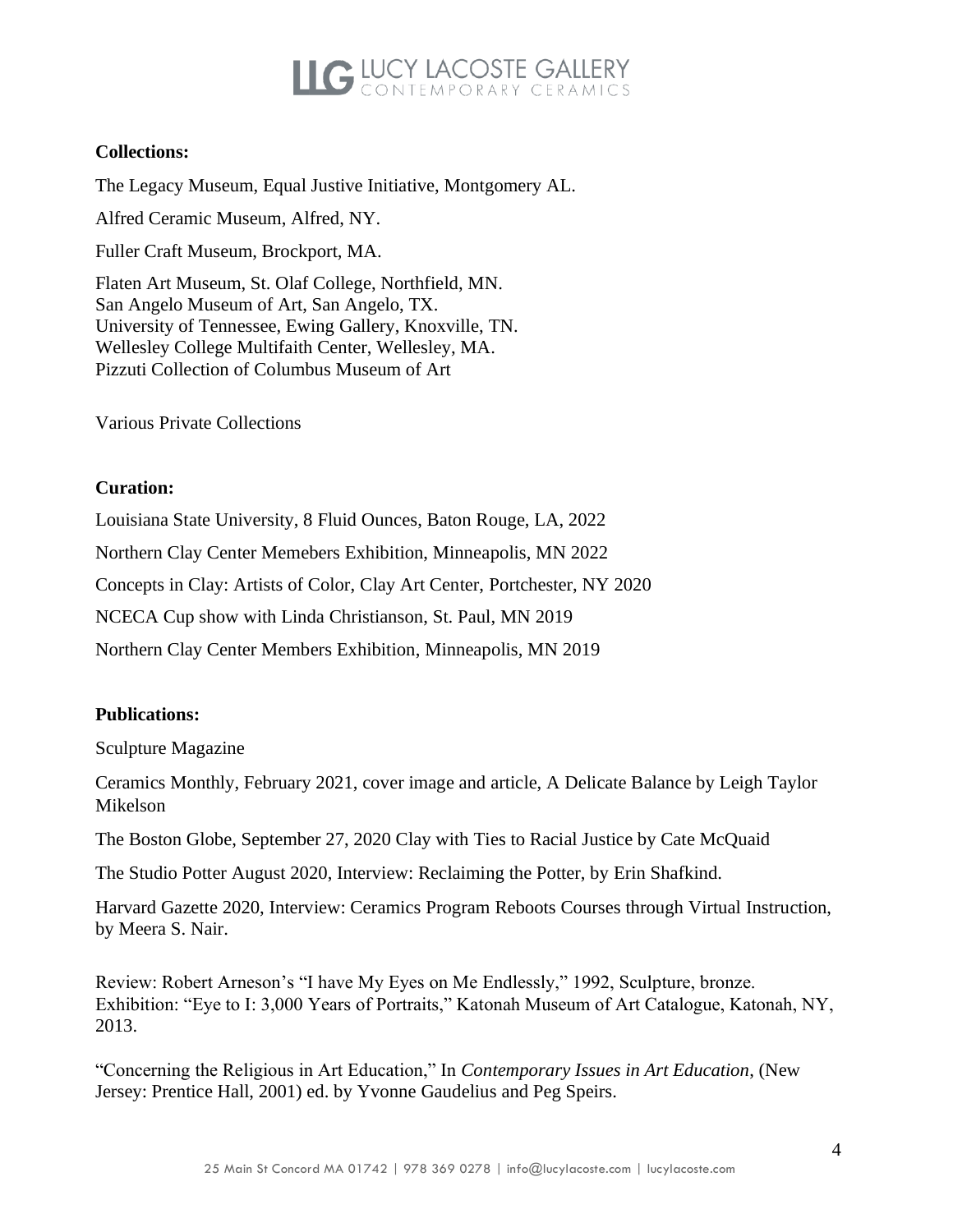**Collections:**

The Legacy Museum, Equal Justive Initiative, Montgomery AL.

Alfred Ceramic Museum, Alfred, NY.

Fuller Craft Museum, Brockport, MA.

Flaten Art Museum, St. Olaf College, Northfield, MN.
San Angelo Museum of Art, San Angelo, TX.
University of Tennessee, Ewing Gallery, Knoxville, TN.
Wellesley College Multifaith Center, Wellesley, MA.
Pizzuti Collection of Columbus Museum of Art

Various Private Collections

**Curation:**

Louisiana State University, 8 Fluid Ounces, Baton Rouge, LA, 2022

Northern Clay Center Memebers Exhibition, Minneapolis, MN 2022

Concepts in Clay: Artists of Color, Clay Art Center, Portchester, NY 2020

NCECA Cup show with Linda Christianson, St. Paul, MN 2019

Northern Clay Center Members Exhibition, Minneapolis, MN 2019

**Publications:**

Sculpture Magazine

Ceramics Monthly, February 2021, cover image and article, A Delicate Balance by Leigh Taylor Mikelson

The Boston Globe, September 27, 2020 Clay with Ties to Racial Justice by Cate McQuaid

The Studio Potter August 2020, Interview: Reclaiming the Potter, by Erin Shafkind.

Harvard Gazette 2020, Interview: Ceramics Program Reboots Courses through Virtual Instruction, by Meera S. Nair.

Review: Robert Arneson's "I have My Eyes on Me Endlessly," 1992, Sculpture, bronze. Exhibition: "Eye to I: 3,000 Years of Portraits," Katonah Museum of Art Catalogue, Katonah, NY, 2013.

"Concerning the Religious in Art Education," In *Contemporary Issues in Art Education*, (New Jersey: Prentice Hall, 2001) ed. by Yvonne Gaudelius and Peg Speirs.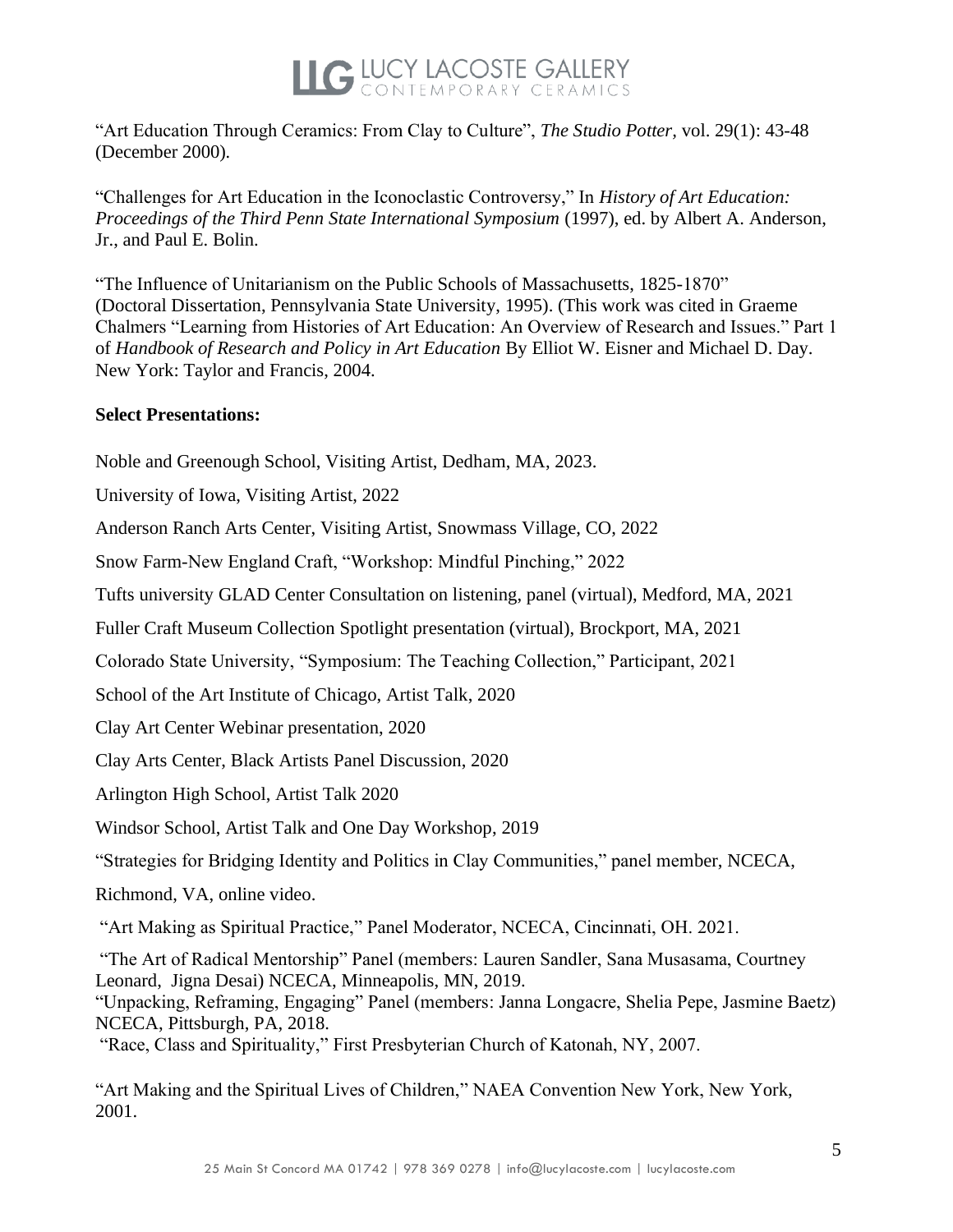"Art Education Through Ceramics: From Clay to Culture", *The Studio Potter*, vol. 29(1): 43-48 (December 2000).

"Challenges for Art Education in the Iconoclastic Controversy," In *History of Art Education: Proceedings of the Third Penn State International Symposium* (1997), ed. by Albert A. Anderson, Jr., and Paul E. Bolin.

"The Influence of Unitarianism on the Public Schools of Massachusetts, 1825-1870" (Doctoral Dissertation, Pennsylvania State University, 1995). (This work was cited in Graeme Chalmers "Learning from Histories of Art Education: An Overview of Research and Issues." Part 1 of *Handbook of Research and Policy in Art Education* By Elliot W. Eisner and Michael D. Day. New York: Taylor and Francis, 2004.

**Select Presentations:**

Noble and Greenough School, Visiting Artist, Dedham, MA, 2023.

University of Iowa, Visiting Artist, 2022

Anderson Ranch Arts Center, Visiting Artist, Snowmass Village, CO, 2022

Snow Farm-New England Craft, "Workshop: Mindful Pinching," 2022

Tufts university GLAD Center Consultation on listening, panel (virtual), Medford, MA, 2021

Fuller Craft Museum Collection Spotlight presentation (virtual), Brockport, MA, 2021

Colorado State University, "Symposium: The Teaching Collection," Participant, 2021

School of the Art Institute of Chicago, Artist Talk, 2020

Clay Art Center Webinar presentation, 2020

Clay Arts Center, Black Artists Panel Discussion, 2020

Arlington High School, Artist Talk 2020

Windsor School, Artist Talk and One Day Workshop, 2019

"Strategies for Bridging Identity and Politics in Clay Communities," panel member, NCECA, Richmond, VA, online video.

"Art Making as Spiritual Practice," Panel Moderator, NCECA, Cincinnati, OH. 2021.

"The Art of Radical Mentorship" Panel (members: Lauren Sandler, Sana Musasama, Courtney Leonard, Jigna Desai) NCECA, Minneapolis, MN, 2019.

"Unpacking, Reframing, Engaging" Panel (members: Janna Longacre, Shelia Pepe, Jasmine Baetz) NCECA, Pittsburgh, PA, 2018.

"Race, Class and Spirituality," First Presbyterian Church of Katonah, NY, 2007.

"Art Making and the Spiritual Lives of Children," NAEA Convention New York, New York, 2001.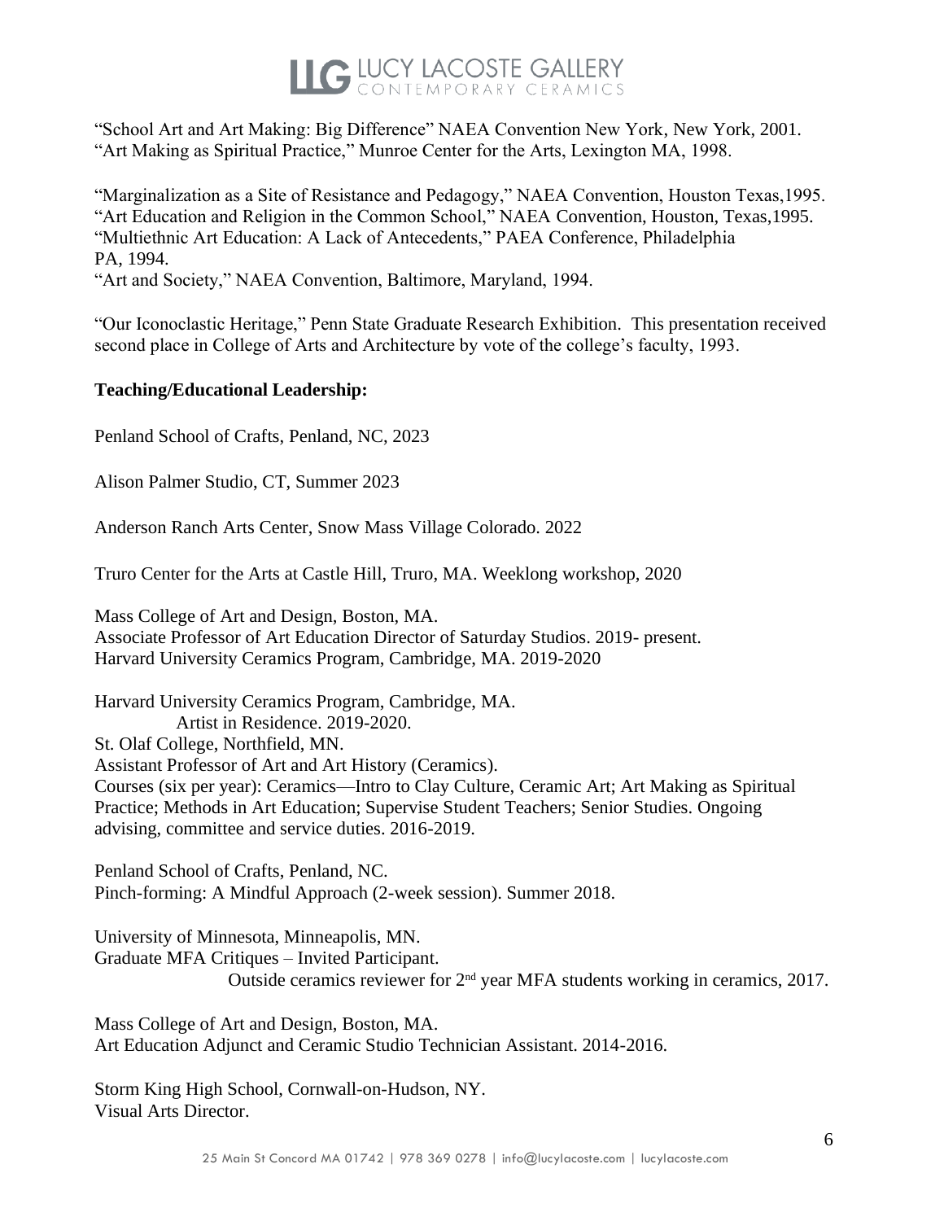"School Art and Art Making: Big Difference" NAEA Convention New York, New York, 2001.
"Art Making as Spiritual Practice," Munroe Center for the Arts, Lexington MA, 1998.

"Marginalization as a Site of Resistance and Pedagogy," NAEA Convention, Houston Texas,1995.
"Art Education and Religion in the Common School," NAEA Convention, Houston, Texas,1995.
"Multiethnic Art Education: A Lack of Antecedents," PAEA Conference, Philadelphia PA, 1994.
"Art and Society," NAEA Convention, Baltimore, Maryland, 1994.

"Our Iconoclastic Heritage," Penn State Graduate Research Exhibition. This presentation received second place in College of Arts and Architecture by vote of the college's faculty, 1993.

**Teaching/Educational Leadership:**

Penland School of Crafts, Penland, NC, 2023

Alison Palmer Studio, CT, Summer 2023

Anderson Ranch Arts Center, Snow Mass Village Colorado. 2022

Truro Center for the Arts at Castle Hill, Truro, MA. Weeklong workshop, 2020

Mass College of Art and Design, Boston, MA.
Associate Professor of Art Education Director of Saturday Studios. 2019- present.
Harvard University Ceramics Program, Cambridge, MA. 2019-2020

Harvard University Ceramics Program, Cambridge, MA.
Artist in Residence. 2019-2020.
St. Olaf College, Northfield, MN.
Assistant Professor of Art and Art History (Ceramics).
Courses (six per year): Ceramics—Intro to Clay Culture, Ceramic Art; Art Making as Spiritual Practice; Methods in Art Education; Supervise Student Teachers; Senior Studies. Ongoing advising, committee and service duties. 2016-2019.

Penland School of Crafts, Penland, NC.
Pinch-forming: A Mindful Approach (2-week session). Summer 2018.

University of Minnesota, Minneapolis, MN.
Graduate MFA Critiques – Invited Participant.
Outside ceramics reviewer for 2nd year MFA students working in ceramics, 2017.

Mass College of Art and Design, Boston, MA.
Art Education Adjunct and Ceramic Studio Technician Assistant. 2014-2016.

Storm King High School, Cornwall-on-Hudson, NY.
Visual Arts Director.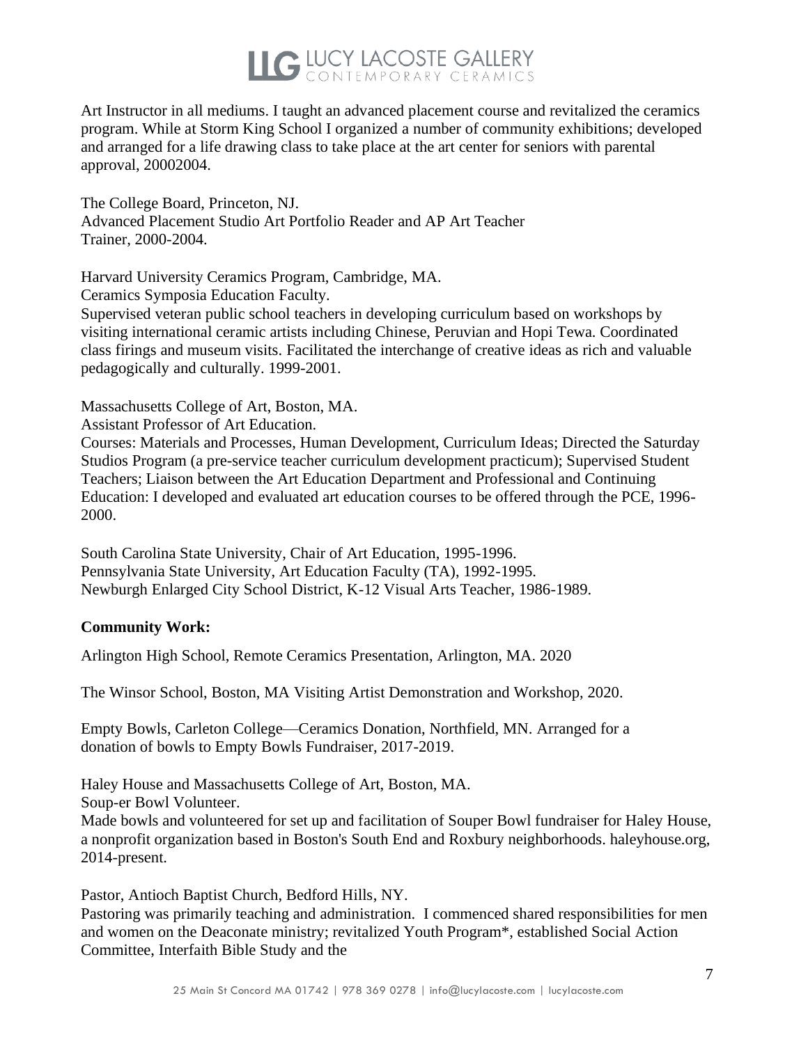Art Instructor in all mediums. I taught an advanced placement course and revitalized the ceramics program. While at Storm King School I organized a number of community exhibitions; developed and arranged for a life drawing class to take place at the art center for seniors with parental approval, 20002004.

The College Board, Princeton, NJ.
Advanced Placement Studio Art Portfolio Reader and AP Art Teacher Trainer, 2000-2004.

Harvard University Ceramics Program, Cambridge, MA.
Ceramics Symposia Education Faculty.
Supervised veteran public school teachers in developing curriculum based on workshops by visiting international ceramic artists including Chinese, Peruvian and Hopi Tewa. Coordinated class firings and museum visits. Facilitated the interchange of creative ideas as rich and valuable pedagogically and culturally. 1999-2001.

Massachusetts College of Art, Boston, MA.
Assistant Professor of Art Education.
Courses: Materials and Processes, Human Development, Curriculum Ideas; Directed the Saturday Studios Program (a pre-service teacher curriculum development practicum); Supervised Student Teachers; Liaison between the Art Education Department and Professional and Continuing Education: I developed and evaluated art education courses to be offered through the PCE, 1996-2000.

South Carolina State University, Chair of Art Education, 1995-1996.
Pennsylvania State University, Art Education Faculty (TA), 1992-1995.
Newburgh Enlarged City School District, K-12 Visual Arts Teacher, 1986-1989.

**Community Work:**

Arlington High School, Remote Ceramics Presentation, Arlington, MA. 2020

The Winsor School, Boston, MA Visiting Artist Demonstration and Workshop, 2020.

Empty Bowls, Carleton College—Ceramics Donation, Northfield, MN. Arranged for a donation of bowls to Empty Bowls Fundraiser, 2017-2019.

Haley House and Massachusetts College of Art, Boston, MA.
Soup-er Bowl Volunteer.
Made bowls and volunteered for set up and facilitation of Souper Bowl fundraiser for Haley House, a nonprofit organization based in Boston's South End and Roxbury neighborhoods. haleyhouse.org, 2014-present.

Pastor, Antioch Baptist Church, Bedford Hills, NY.
Pastoring was primarily teaching and administration. I commenced shared responsibilities for men and women on the Deaconate ministry; revitalized Youth Program*, established Social Action Committee, Interfaith Bible Study and the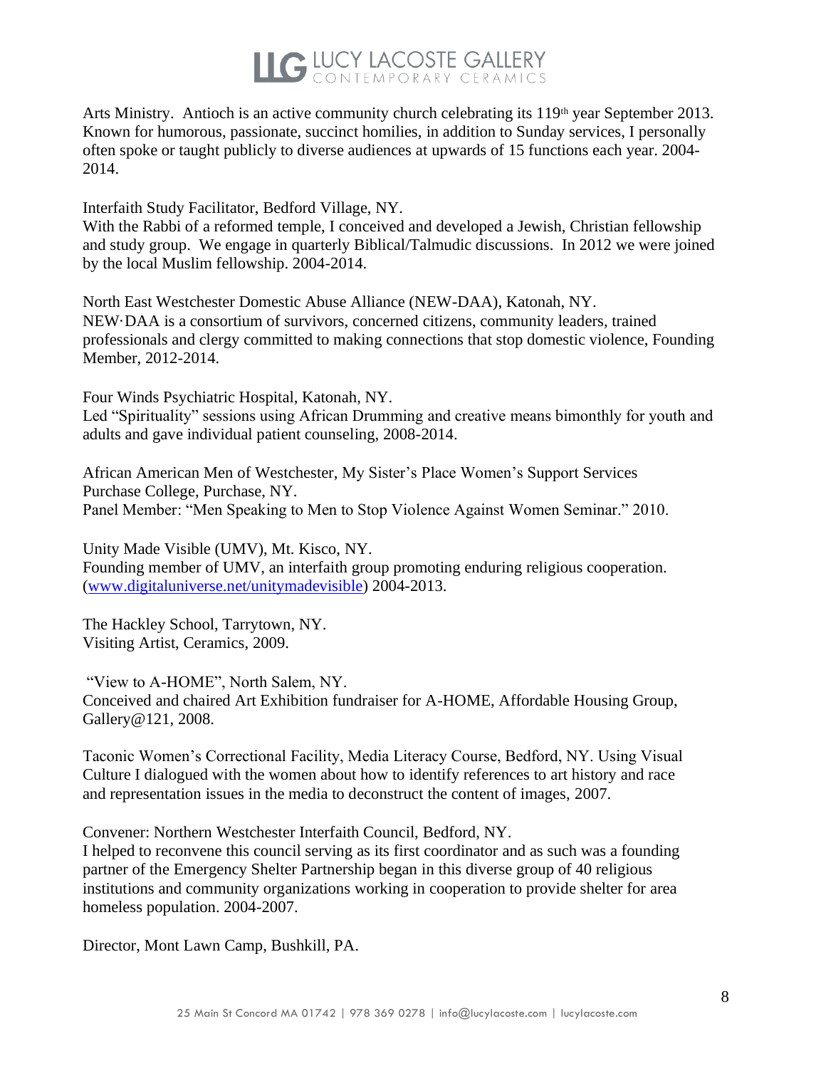Arts Ministry. Antioch is an active community church celebrating its 119th year September 2013. Known for humorous, passionate, succinct homilies, in addition to Sunday services, I personally often spoke or taught publicly to diverse audiences at upwards of 15 functions each year. 2004-2014.

Interfaith Study Facilitator, Bedford Village, NY.
With the Rabbi of a reformed temple, I conceived and developed a Jewish, Christian fellowship and study group. We engage in quarterly Biblical/Talmudic discussions. In 2012 we were joined by the local Muslim fellowship. 2004-2014.

North East Westchester Domestic Abuse Alliance (NEW-DAA), Katonah, NY.
NEW·DAA is a consortium of survivors, concerned citizens, community leaders, trained professionals and clergy committed to making connections that stop domestic violence, Founding Member, 2012-2014.

Four Winds Psychiatric Hospital, Katonah, NY.
Led "Spirituality" sessions using African Drumming and creative means bimonthly for youth and adults and gave individual patient counseling, 2008-2014.

African American Men of Westchester, My Sister's Place Women's Support Services
Purchase College, Purchase, NY.
Panel Member: "Men Speaking to Men to Stop Violence Against Women Seminar." 2010.

Unity Made Visible (UMV), Mt. Kisco, NY.
Founding member of UMV, an interfaith group promoting enduring religious cooperation. ([www.digitaluniverse.net/unitymadevisible](www.digitaluniverse.net/unitymadevisible)) 2004-2013.

The Hackley School, Tarrytown, NY.
Visiting Artist, Ceramics, 2009.

"View to A-HOME", North Salem, NY.
Conceived and chaired Art Exhibition fundraiser for A-HOME, Affordable Housing Group, Gallery@121, 2008.

Taconic Women's Correctional Facility, Media Literacy Course, Bedford, NY. Using Visual Culture I dialogued with the women about how to identify references to art history and race and representation issues in the media to deconstruct the content of images, 2007.

Convener: Northern Westchester Interfaith Council, Bedford, NY.
I helped to reconvene this council serving as its first coordinator and as such was a founding partner of the Emergency Shelter Partnership began in this diverse group of 40 religious institutions and community organizations working in cooperation to provide shelter for area homeless population. 2004-2007.

Director, Mont Lawn Camp, Bushkill, PA.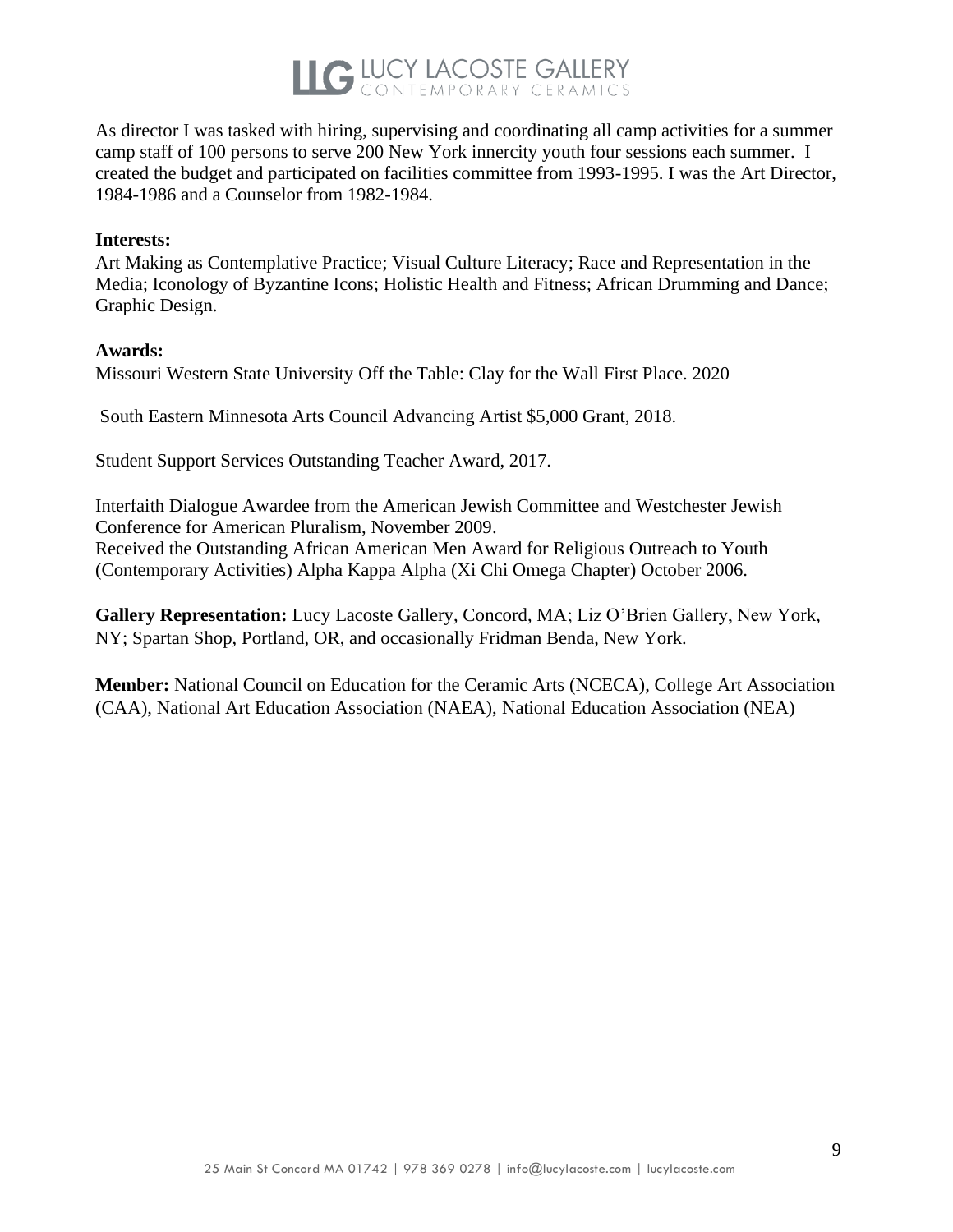As director I was tasked with hiring, supervising and coordinating all camp activities for a summer camp staff of 100 persons to serve 200 New York innercity youth four sessions each summer. I created the budget and participated on facilities committee from 1993-1995. I was the Art Director, 1984-1986 and a Counselor from 1982-1984.

**Interests:**
Art Making as Contemplative Practice; Visual Culture Literacy; Race and Representation in the Media; Iconology of Byzantine Icons; Holistic Health and Fitness; African Drumming and Dance; Graphic Design.

**Awards:**
Missouri Western State University Off the Table: Clay for the Wall First Place. 2020

South Eastern Minnesota Arts Council Advancing Artist $5,000 Grant, 2018.

Student Support Services Outstanding Teacher Award, 2017.

Interfaith Dialogue Awardee from the American Jewish Committee and Westchester Jewish Conference for American Pluralism, November 2009.
Received the Outstanding African American Men Award for Religious Outreach to Youth (Contemporary Activities) Alpha Kappa Alpha (Xi Chi Omega Chapter) October 2006.

**Gallery Representation:** Lucy Lacoste Gallery, Concord, MA; Liz O'Brien Gallery, New York, NY; Spartan Shop, Portland, OR, and occasionally Fridman Benda, New York.

**Member:** National Council on Education for the Ceramic Arts (NCECA), College Art Association (CAA), National Art Education Association (NAEA), National Education Association (NEA)